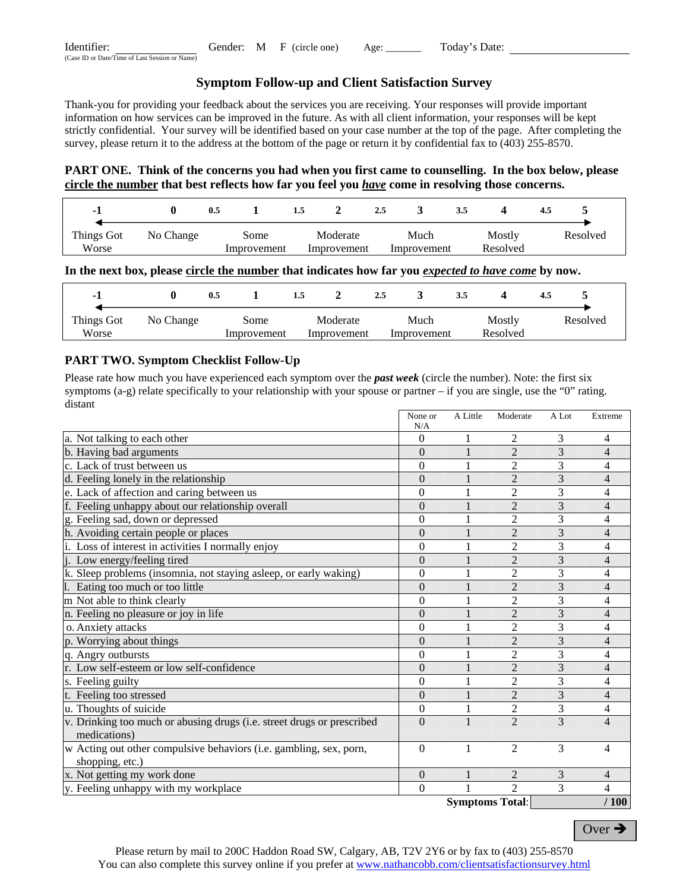Identifier: _______________ Gender: M F (circle one) Age: _______ Today's Date: ____________________

(Case ID or Date/Time of Last Session or Name)

## Symptom Follow-up and Client Satisfaction Survey

Thank-you for providing your feedback about the services you are receiving. Your responses will provide important information on how services can be improved in the future. As with all client information, your responses will be kept strictly confidential. Your survey will be identified based on your case number at the top of the page. After completing the survey, please return it to the address at the bottom of the page or return it by confidential fax to (403) 255-8570.

**PART ONE. Think of the concerns you had when you first came to counselling. In the box below, please circle the number that best reflects how far you feel you *have* come in resolving those concerns.**

| -1 | 0 | 0.5 | 1 | 1.5 | 2 | 2.5 | 3 | 3.5 | 4 | 4.5 | 5 |
|---|---|---|---|---|---|---|---|---|---|---|---|
| Things Got Worse | No Change | | Some Improvement | | Moderate Improvement | | Much Improvement | | Mostly Resolved | | Resolved |

**In the next box, please circle the number that indicates how far you *expected to have come* by now.**

| -1 | 0 | 0.5 | 1 | 1.5 | 2 | 2.5 | 3 | 3.5 | 4 | 4.5 | 5 |
|---|---|---|---|---|---|---|---|---|---|---|---|
| Things Got Worse | No Change | | Some Improvement | | Moderate Improvement | | Much Improvement | | Mostly Resolved | | Resolved |

### PART TWO. Symptom Checklist Follow-Up

Please rate how much you have experienced each symptom over the ***past week*** (circle the number). Note: the first six symptoms (a-g) relate specifically to your relationship with your spouse or partner – if you are single, use the "0" rating. distant

| | None or N/A | A Little | Moderate | A Lot | Extreme |
|---|---|---|---|---|---|
| a. Not talking to each other | 0 | 1 | 2 | 3 | 4 |
| b. Having bad arguments | 0 | 1 | 2 | 3 | 4 |
| c. Lack of trust between us | 0 | 1 | 2 | 3 | 4 |
| d. Feeling lonely in the relationship | 0 | 1 | 2 | 3 | 4 |
| e. Lack of affection and caring between us | 0 | 1 | 2 | 3 | 4 |
| f. Feeling unhappy about our relationship overall | 0 | 1 | 2 | 3 | 4 |
| g. Feeling sad, down or depressed | 0 | 1 | 2 | 3 | 4 |
| h. Avoiding certain people or places | 0 | 1 | 2 | 3 | 4 |
| i. Loss of interest in activities I normally enjoy | 0 | 1 | 2 | 3 | 4 |
| j. Low energy/feeling tired | 0 | 1 | 2 | 3 | 4 |
| k. Sleep problems (insomnia, not staying asleep, or early waking) | 0 | 1 | 2 | 3 | 4 |
| l. Eating too much or too little | 0 | 1 | 2 | 3 | 4 |
| m Not able to think clearly | 0 | 1 | 2 | 3 | 4 |
| n. Feeling no pleasure or joy in life | 0 | 1 | 2 | 3 | 4 |
| o. Anxiety attacks | 0 | 1 | 2 | 3 | 4 |
| p. Worrying about things | 0 | 1 | 2 | 3 | 4 |
| q. Angry outbursts | 0 | 1 | 2 | 3 | 4 |
| r. Low self-esteem or low self-confidence | 0 | 1 | 2 | 3 | 4 |
| s. Feeling guilty | 0 | 1 | 2 | 3 | 4 |
| t. Feeling too stressed | 0 | 1 | 2 | 3 | 4 |
| u. Thoughts of suicide | 0 | 1 | 2 | 3 | 4 |
| v. Drinking too much or abusing drugs (i.e. street drugs or prescribed medications) | 0 | 1 | 2 | 3 | 4 |
| w Acting out other compulsive behaviors (i.e. gambling, sex, porn, shopping, etc.) | 0 | 1 | 2 | 3 | 4 |
| x. Not getting my work done | 0 | 1 | 2 | 3 | 4 |
| y. Feeling unhappy with my workplace | 0 | 1 | 2 | 3 | 4 |
| | | | **Symptoms Total:** | | **/ 100** |

Over →

Please return by mail to 200C Haddon Road SW, Calgary, AB, T2V 2Y6 or by fax to (403) 255-8570
You can also complete this survey online if you prefer at www.nathancobb.com/clientsatisfactionsurvey.html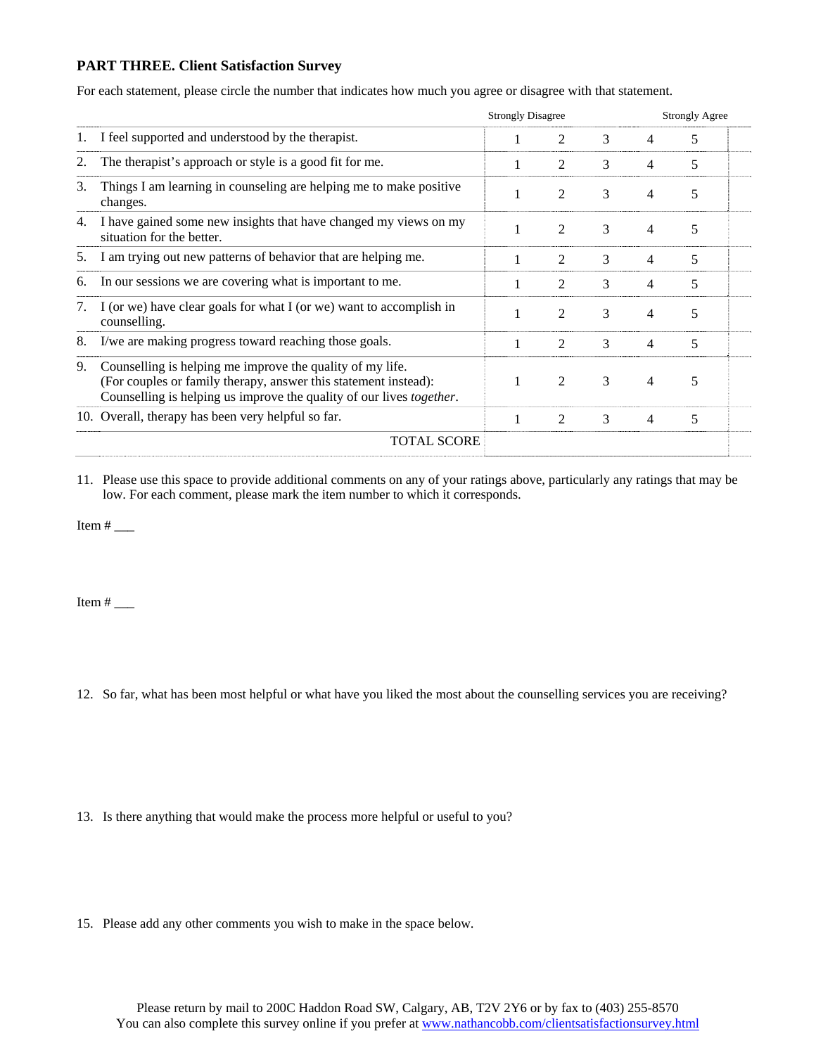## PART THREE. Client Satisfaction Survey

For each statement, please circle the number that indicates how much you agree or disagree with that statement.

| | Strongly Disagree | | | | Strongly Agree |
|---|---|---|---|---|---|
| 1. I feel supported and understood by the therapist. | 1 | 2 | 3 | 4 | 5 |
| 2. The therapist's approach or style is a good fit for me. | 1 | 2 | 3 | 4 | 5 |
| 3. Things I am learning in counseling are helping me to make positive changes. | 1 | 2 | 3 | 4 | 5 |
| 4. I have gained some new insights that have changed my views on my situation for the better. | 1 | 2 | 3 | 4 | 5 |
| 5. I am trying out new patterns of behavior that are helping me. | 1 | 2 | 3 | 4 | 5 |
| 6. In our sessions we are covering what is important to me. | 1 | 2 | 3 | 4 | 5 |
| 7. I (or we) have clear goals for what I (or we) want to accomplish in counselling. | 1 | 2 | 3 | 4 | 5 |
| 8. I/we are making progress toward reaching those goals. | 1 | 2 | 3 | 4 | 5 |
| 9. Counselling is helping me improve the quality of my life. (For couples or family therapy, answer this statement instead): Counselling is helping us improve the quality of our lives *together*. | 1 | 2 | 3 | 4 | 5 |
| 10. Overall, therapy has been very helpful so far. | 1 | 2 | 3 | 4 | 5 |
| TOTAL SCORE | | | | | |

11. Please use this space to provide additional comments on any of your ratings above, particularly any ratings that may be low. For each comment, please mark the item number to which it corresponds.

Item # ___

Item # ___

12. So far, what has been most helpful or what have you liked the most about the counselling services you are receiving?

13. Is there anything that would make the process more helpful or useful to you?

15. Please add any other comments you wish to make in the space below.

Please return by mail to 200C Haddon Road SW, Calgary, AB, T2V 2Y6 or by fax to (403) 255-8570
You can also complete this survey online if you prefer at www.nathancobb.com/clientsatisfactionsurvey.html